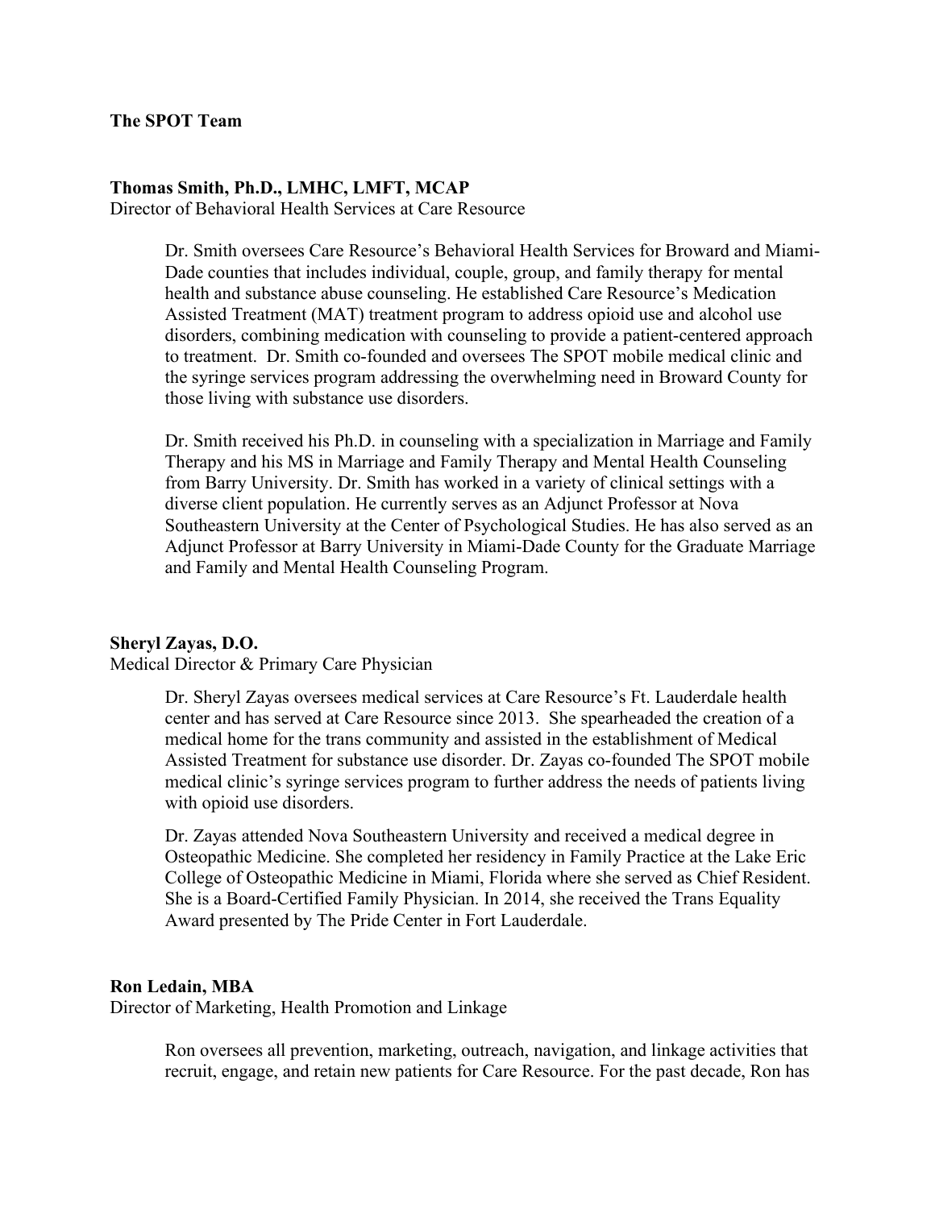**The SPOT Team**

**Thomas Smith, Ph.D., LMHC, LMFT, MCAP**
Director of Behavioral Health Services at Care Resource

Dr. Smith oversees Care Resource's Behavioral Health Services for Broward and Miami-Dade counties that includes individual, couple, group, and family therapy for mental health and substance abuse counseling. He established Care Resource's Medication Assisted Treatment (MAT) treatment program to address opioid use and alcohol use disorders, combining medication with counseling to provide a patient-centered approach to treatment. Dr. Smith co-founded and oversees The SPOT mobile medical clinic and the syringe services program addressing the overwhelming need in Broward County for those living with substance use disorders.

Dr. Smith received his Ph.D. in counseling with a specialization in Marriage and Family Therapy and his MS in Marriage and Family Therapy and Mental Health Counseling from Barry University. Dr. Smith has worked in a variety of clinical settings with a diverse client population. He currently serves as an Adjunct Professor at Nova Southeastern University at the Center of Psychological Studies. He has also served as an Adjunct Professor at Barry University in Miami-Dade County for the Graduate Marriage and Family and Mental Health Counseling Program.

**Sheryl Zayas, D.O.**
Medical Director & Primary Care Physician

Dr. Sheryl Zayas oversees medical services at Care Resource's Ft. Lauderdale health center and has served at Care Resource since 2013. She spearheaded the creation of a medical home for the trans community and assisted in the establishment of Medical Assisted Treatment for substance use disorder. Dr. Zayas co-founded The SPOT mobile medical clinic's syringe services program to further address the needs of patients living with opioid use disorders.

Dr. Zayas attended Nova Southeastern University and received a medical degree in Osteopathic Medicine. She completed her residency in Family Practice at the Lake Eric College of Osteopathic Medicine in Miami, Florida where she served as Chief Resident. She is a Board-Certified Family Physician. In 2014, she received the Trans Equality Award presented by The Pride Center in Fort Lauderdale.

**Ron Ledain, MBA**
Director of Marketing, Health Promotion and Linkage

Ron oversees all prevention, marketing, outreach, navigation, and linkage activities that recruit, engage, and retain new patients for Care Resource. For the past decade, Ron has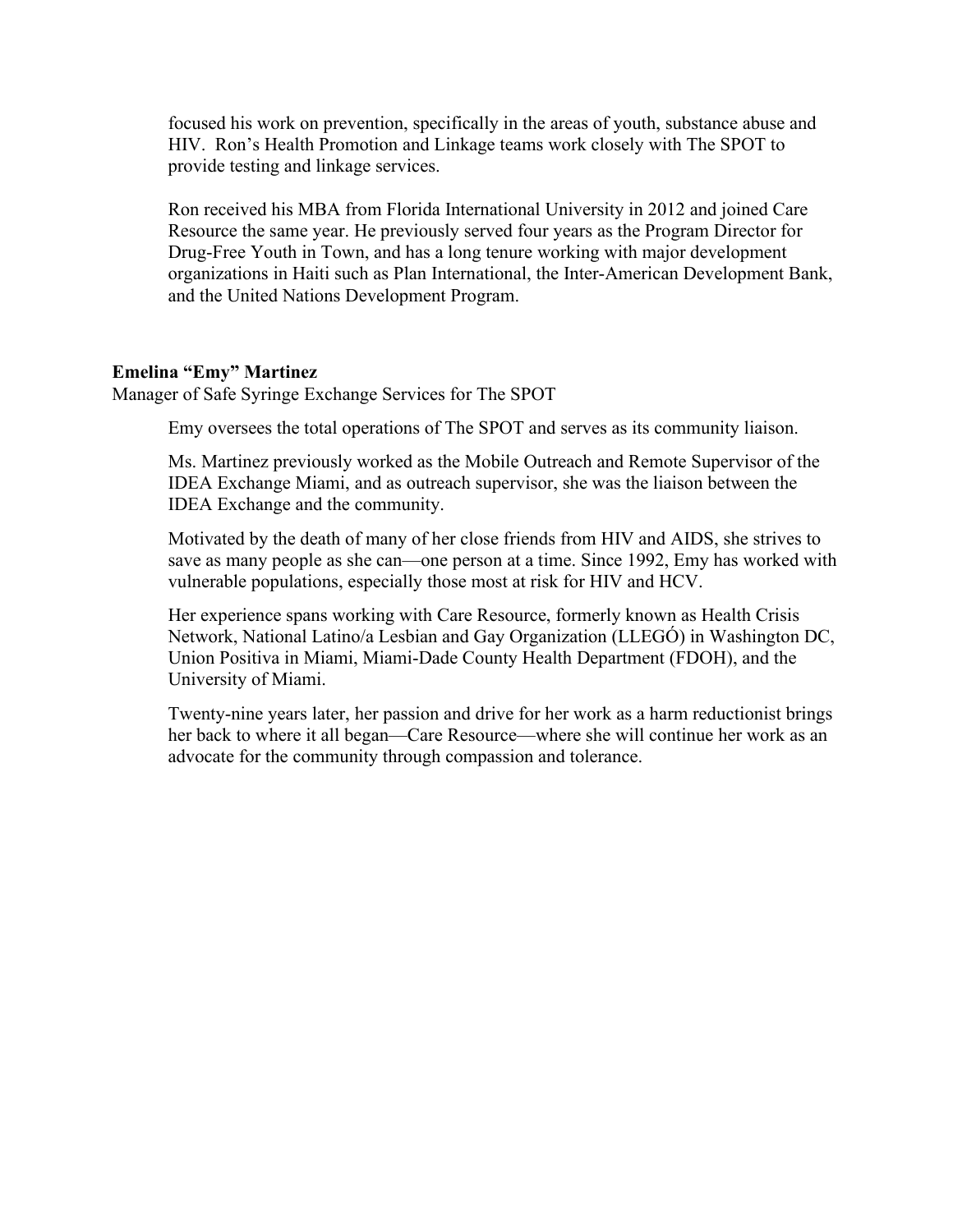focused his work on prevention, specifically in the areas of youth, substance abuse and HIV. Ron's Health Promotion and Linkage teams work closely with The SPOT to provide testing and linkage services.

Ron received his MBA from Florida International University in 2012 and joined Care Resource the same year. He previously served four years as the Program Director for Drug-Free Youth in Town, and has a long tenure working with major development organizations in Haiti such as Plan International, the Inter-American Development Bank, and the United Nations Development Program.

**Emelina "Emy" Martinez**
Manager of Safe Syringe Exchange Services for The SPOT

Emy oversees the total operations of The SPOT and serves as its community liaison.

Ms. Martinez previously worked as the Mobile Outreach and Remote Supervisor of the IDEA Exchange Miami, and as outreach supervisor, she was the liaison between the IDEA Exchange and the community.

Motivated by the death of many of her close friends from HIV and AIDS, she strives to save as many people as she can—one person at a time. Since 1992, Emy has worked with vulnerable populations, especially those most at risk for HIV and HCV.

Her experience spans working with Care Resource, formerly known as Health Crisis Network, National Latino/a Lesbian and Gay Organization (LLEGÓ) in Washington DC, Union Positiva in Miami, Miami-Dade County Health Department (FDOH), and the University of Miami.

Twenty-nine years later, her passion and drive for her work as a harm reductionist brings her back to where it all began—Care Resource—where she will continue her work as an advocate for the community through compassion and tolerance.